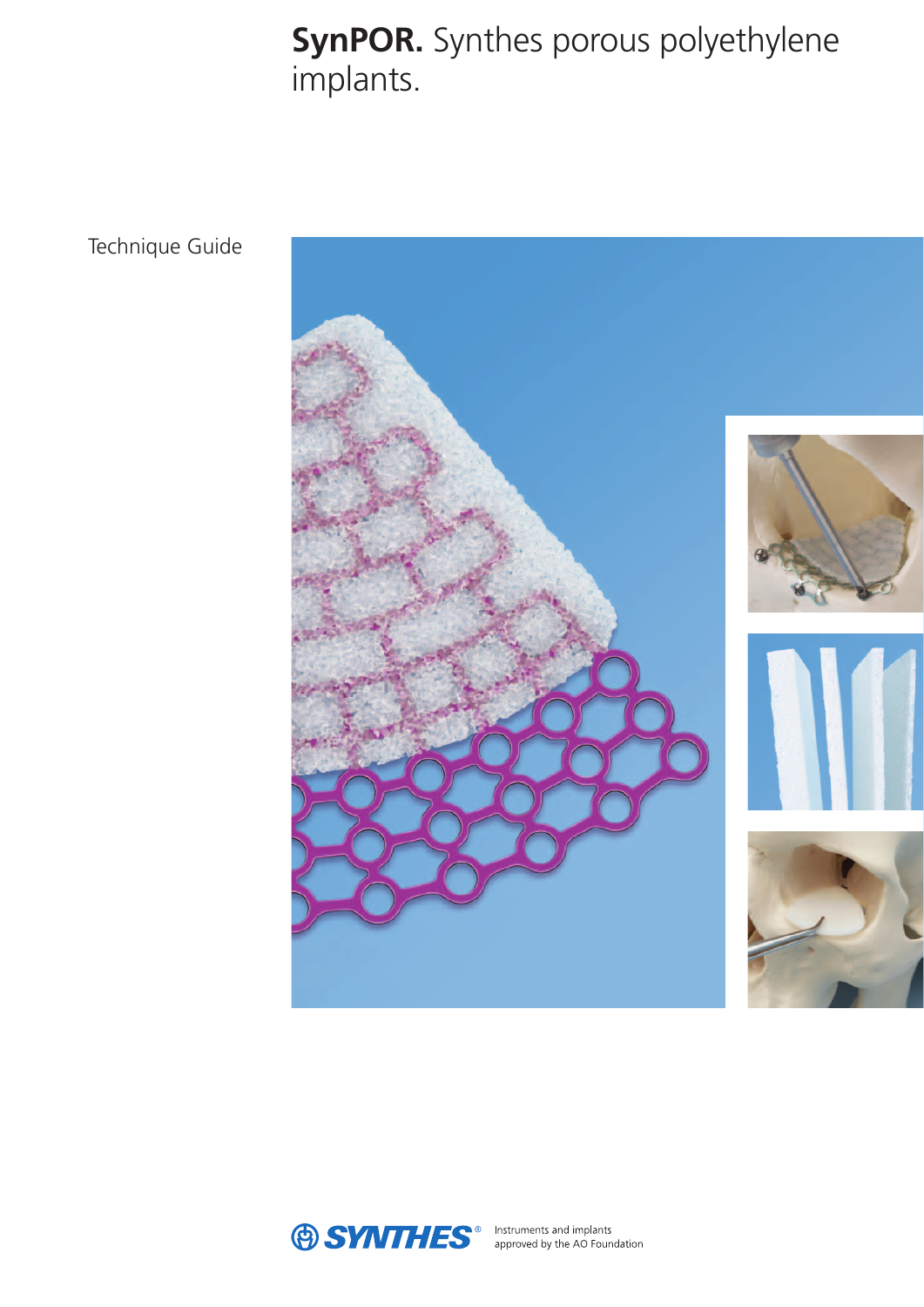# **SynPOR.** Synthes porous polyethylene implants.

Technique Guide

SYNTHES®

Instruments and implants approved by the AO Foundation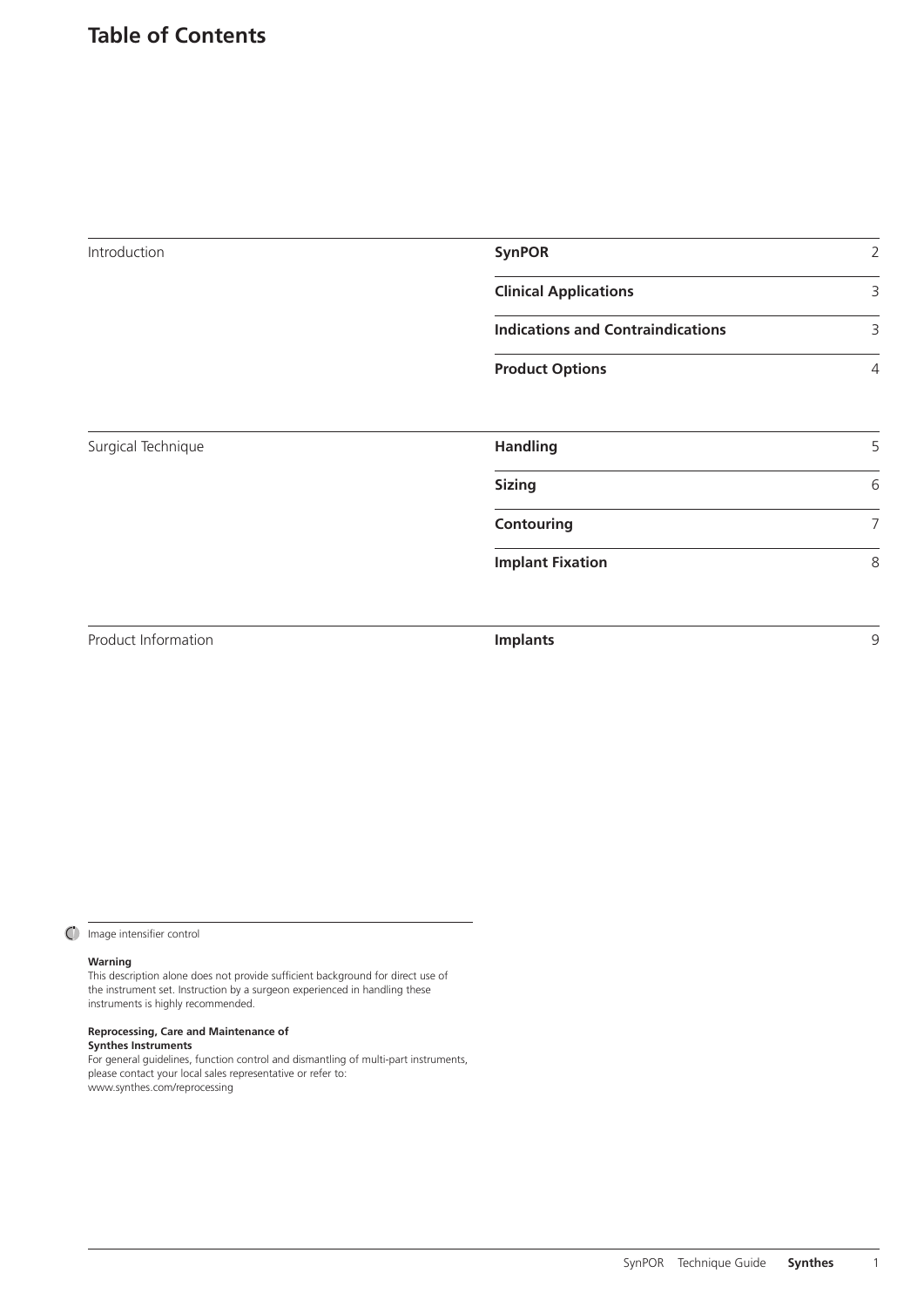# Table of Contents

| | | |
|---|---|---|
| Introduction | **SynPOR** | 2 |
| | **Clinical Applications** | 3 |
| | **Indications and Contraindications** | 3 |
| | **Product Options** | 4 |
| Surgical Technique | **Handling** | 5 |
| | **Sizing** | 6 |
| | **Contouring** | 7 |
| | **Implant Fixation** | 8 |
| Product Information | **Implants** | 9 |

Image intensifier control

**Warning**
This description alone does not provide sufficient background for direct use of the instrument set. Instruction by a surgeon experienced in handling these instruments is highly recommended.

**Reprocessing, Care and Maintenance of Synthes Instruments**
For general guidelines, function control and dismantling of multi-part instruments, please contact your local sales representative or refer to:
www.synthes.com/reprocessing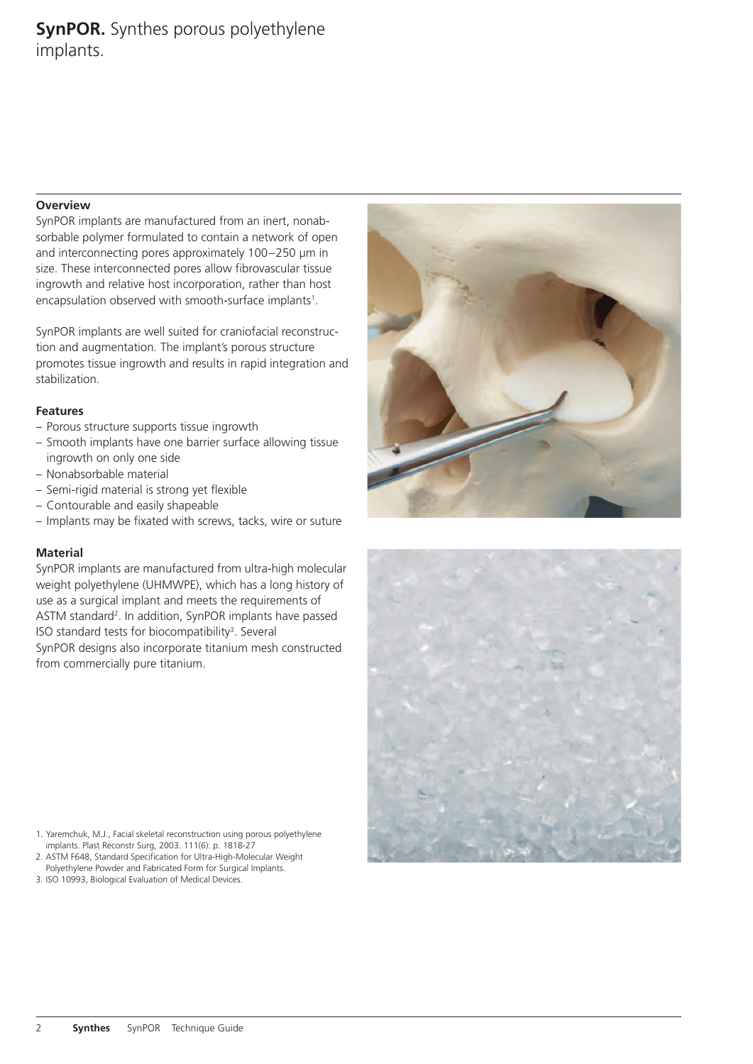# **SynPOR.** Synthes porous polyethylene implants.

**Overview**

SynPOR implants are manufactured from an inert, nonabsorbable polymer formulated to contain a network of open and interconnecting pores approximately 100–250 µm in size. These interconnected pores allow fibrovascular tissue ingrowth and relative host incorporation, rather than host encapsulation observed with smooth-surface implants[1].

SynPOR implants are well suited for craniofacial reconstruction and augmentation. The implant's porous structure promotes tissue ingrowth and results in rapid integration and stabilization.

**Features**

- Porous structure supports tissue ingrowth
- Smooth implants have one barrier surface allowing tissue ingrowth on only one side
- Nonabsorbable material
- Semi-rigid material is strong yet flexible
- Contourable and easily shapeable
- Implants may be fixated with screws, tacks, wire or suture

**Material**

SynPOR implants are manufactured from ultra-high molecular weight polyethylene (UHMWPE), which has a long history of use as a surgical implant and meets the requirements of ASTM standard[2]. In addition, SynPOR implants have passed ISO standard tests for biocompatibility[3]. Several SynPOR designs also incorporate titanium mesh constructed from commercially pure titanium.

1. Yaremchuk, M.J., Facial skeletal reconstruction using porous polyethylene implants. Plast Reconstr Surg, 2003. 111(6): p. 1818-27
2. ASTM F648, Standard Specification for Ultra-High-Molecular Weight Polyethylene Powder and Fabricated Form for Surgical Implants.
3. ISO 10993, Biological Evaluation of Medical Devices.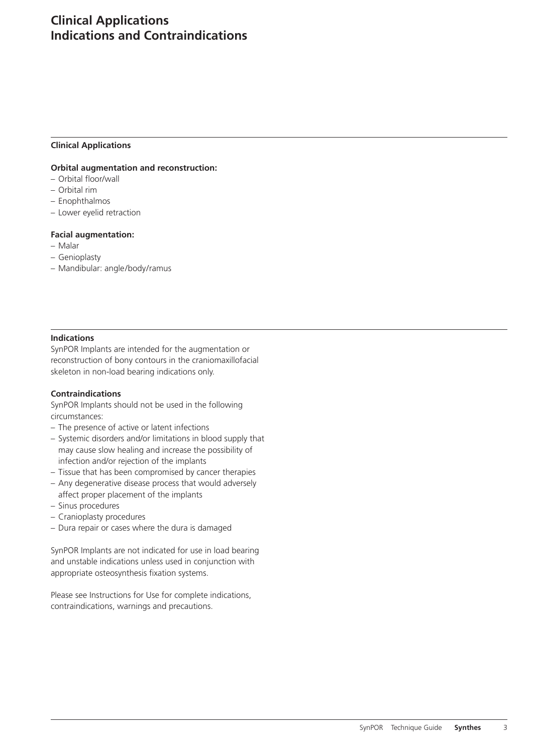# Clinical Applications
# Indications and Contraindications

### Clinical Applications

**Orbital augmentation and reconstruction:**

- Orbital floor/wall
- Orbital rim
- Enophthalmos
- Lower eyelid retraction

**Facial augmentation:**

- Malar
- Genioplasty
- Mandibular: angle/body/ramus

### Indications

SynPOR Implants are intended for the augmentation or reconstruction of bony contours in the craniomaxillofacial skeleton in non-load bearing indications only.

### Contraindications

SynPOR Implants should not be used in the following circumstances:

- The presence of active or latent infections
- Systemic disorders and/or limitations in blood supply that may cause slow healing and increase the possibility of infection and/or rejection of the implants
- Tissue that has been compromised by cancer therapies
- Any degenerative disease process that would adversely affect proper placement of the implants
- Sinus procedures
- Cranioplasty procedures
- Dura repair or cases where the dura is damaged

SynPOR Implants are not indicated for use in load bearing and unstable indications unless used in conjunction with appropriate osteosynthesis fixation systems.

Please see Instructions for Use for complete indications, contraindications, warnings and precautions.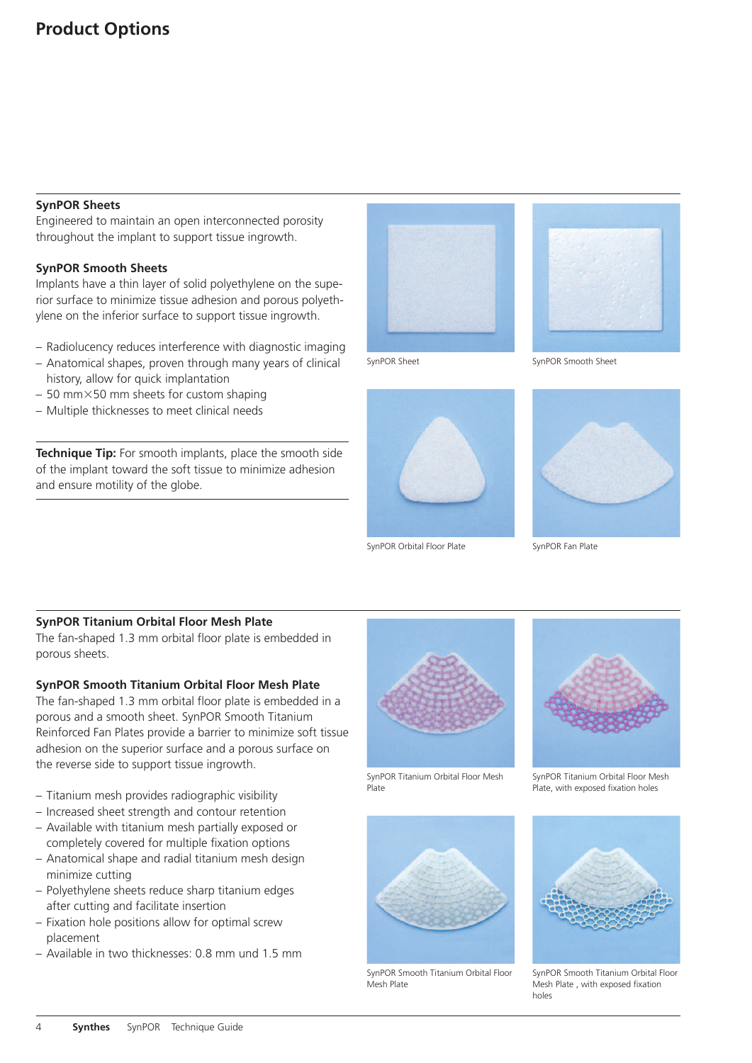# Product Options

### SynPOR Sheets

Engineered to maintain an open interconnected porosity throughout the implant to support tissue ingrowth.

### SynPOR Smooth Sheets

Implants have a thin layer of solid polyethylene on the superior surface to minimize tissue adhesion and porous polyethylene on the inferior surface to support tissue ingrowth.

- Radiolucency reduces interference with diagnostic imaging
- Anatomical shapes, proven through many years of clinical history, allow for quick implantation
- 50 mm×50 mm sheets for custom shaping
- Multiple thicknesses to meet clinical needs

**Technique Tip:** For smooth implants, place the smooth side of the implant toward the soft tissue to minimize adhesion and ensure motility of the globe.

SynPOR Sheet

SynPOR Smooth Sheet

SynPOR Orbital Floor Plate

SynPOR Fan Plate

### SynPOR Titanium Orbital Floor Mesh Plate

The fan-shaped 1.3 mm orbital floor plate is embedded in porous sheets.

### SynPOR Smooth Titanium Orbital Floor Mesh Plate

The fan-shaped 1.3 mm orbital floor plate is embedded in a porous and a smooth sheet. SynPOR Smooth Titanium Reinforced Fan Plates provide a barrier to minimize soft tissue adhesion on the superior surface and a porous surface on the reverse side to support tissue ingrowth.

- Titanium mesh provides radiographic visibility
- Increased sheet strength and contour retention
- Available with titanium mesh partially exposed or completely covered for multiple fixation options
- Anatomical shape and radial titanium mesh design minimize cutting
- Polyethylene sheets reduce sharp titanium edges after cutting and facilitate insertion
- Fixation hole positions allow for optimal screw placement
- Available in two thicknesses: 0.8 mm und 1.5 mm

SynPOR Titanium Orbital Floor Mesh Plate

SynPOR Titanium Orbital Floor Mesh Plate, with exposed fixation holes

SynPOR Smooth Titanium Orbital Floor Mesh Plate

SynPOR Smooth Titanium Orbital Floor Mesh Plate , with exposed fixation holes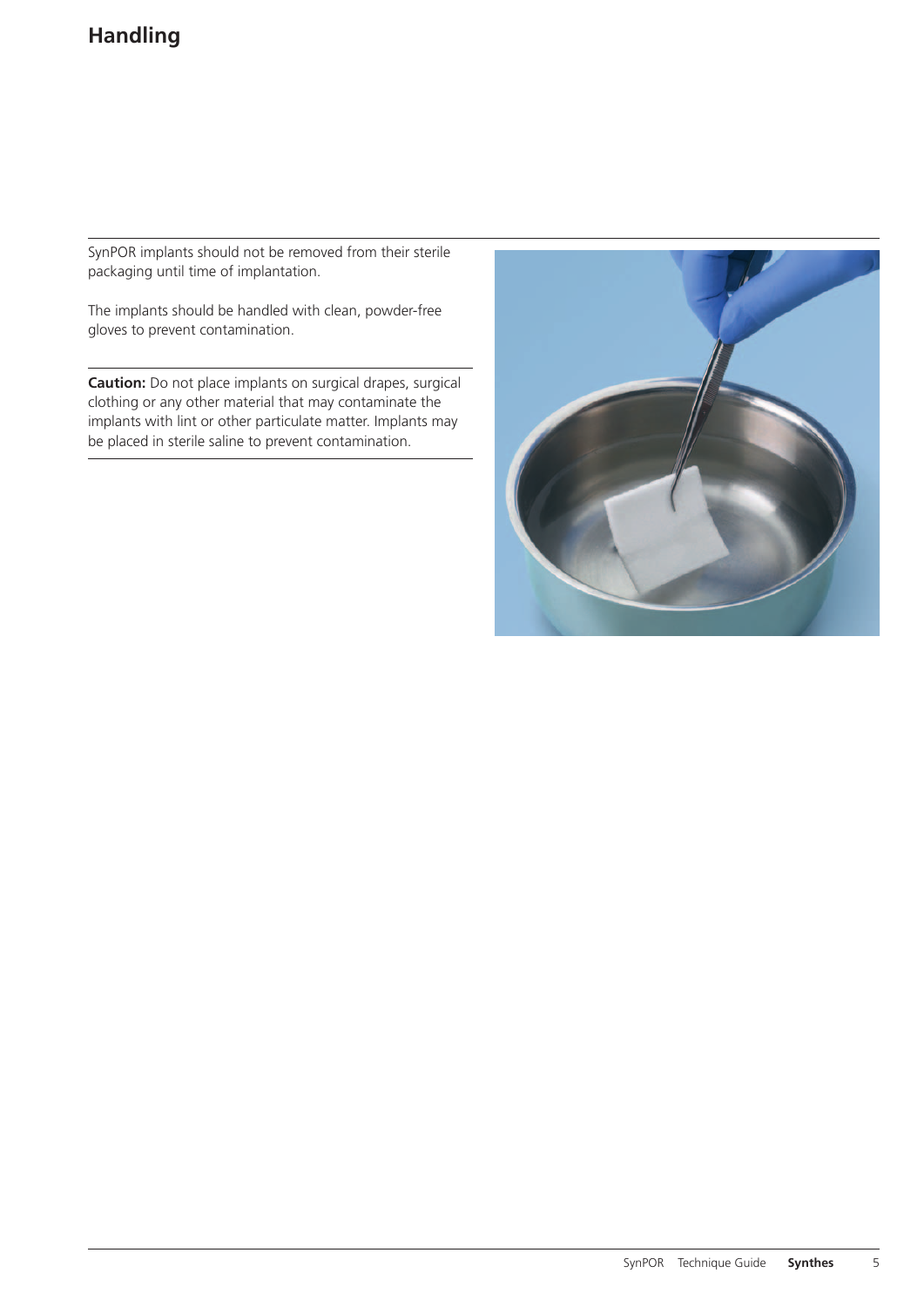# Handling

SynPOR implants should not be removed from their sterile packaging until time of implantation.

The implants should be handled with clean, powder-free gloves to prevent contamination.

**Caution:** Do not place implants on surgical drapes, surgical clothing or any other material that may contaminate the implants with lint or other particulate matter. Implants may be placed in sterile saline to prevent contamination.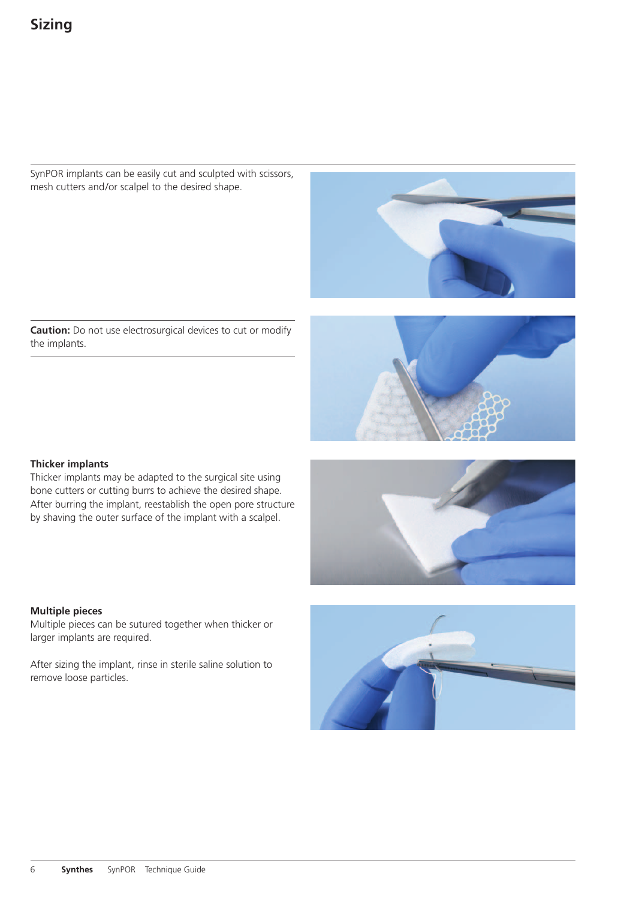# Sizing

SynPOR implants can be easily cut and sculpted with scissors, mesh cutters and/or scalpel to the desired shape.

**Caution:** Do not use electrosurgical devices to cut or modify the implants.

### Thicker implants

Thicker implants may be adapted to the surgical site using bone cutters or cutting burrs to achieve the desired shape. After burring the implant, reestablish the open pore structure by shaving the outer surface of the implant with a scalpel.

### Multiple pieces

Multiple pieces can be sutured together when thicker or larger implants are required.

After sizing the implant, rinse in sterile saline solution to remove loose particles.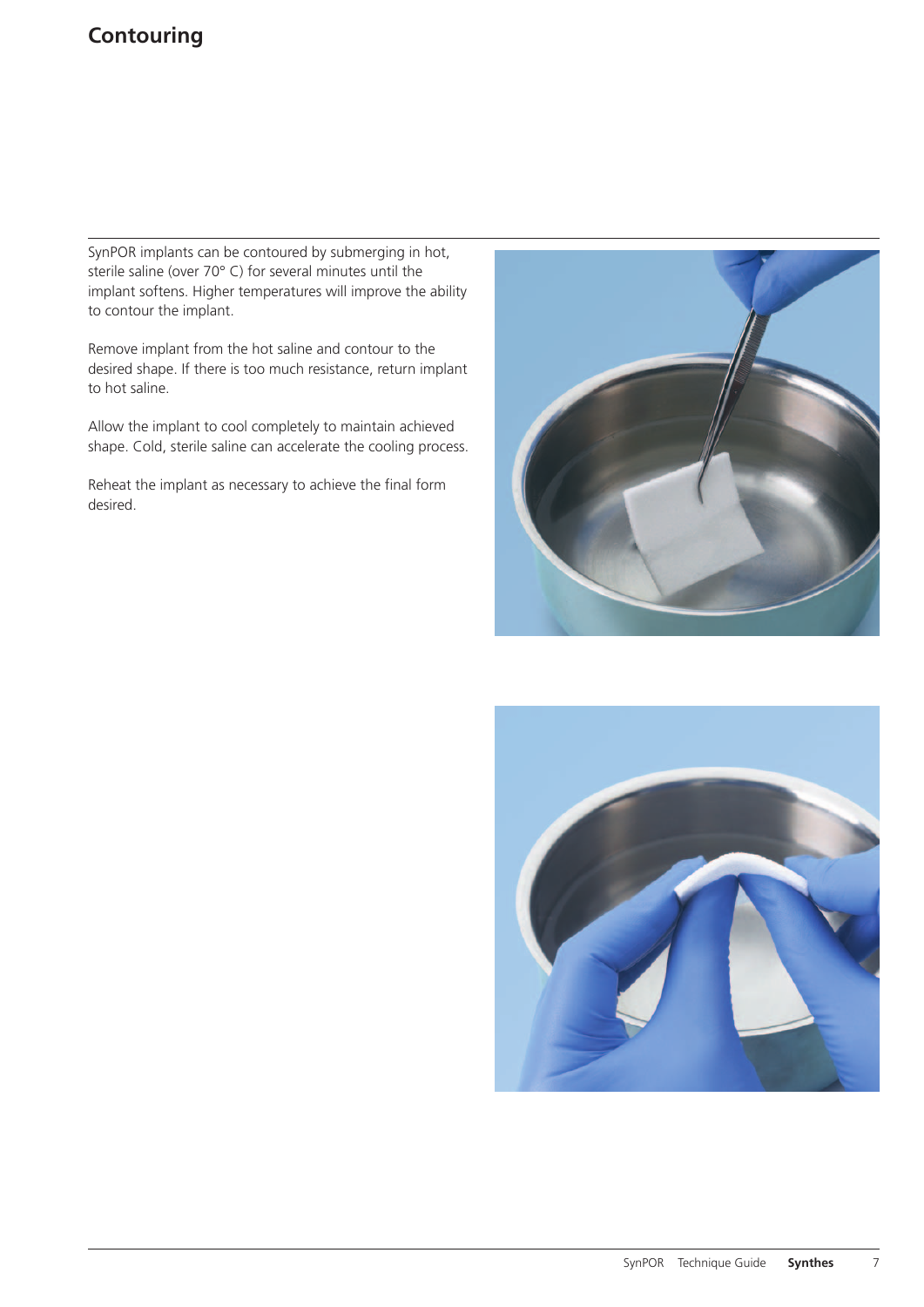# Contouring

SynPOR implants can be contoured by submerging in hot, sterile saline (over 70° C) for several minutes until the implant softens. Higher temperatures will improve the ability to contour the implant.

Remove implant from the hot saline and contour to the desired shape. If there is too much resistance, return implant to hot saline.

Allow the implant to cool completely to maintain achieved shape. Cold, sterile saline can accelerate the cooling process.

Reheat the implant as necessary to achieve the final form desired.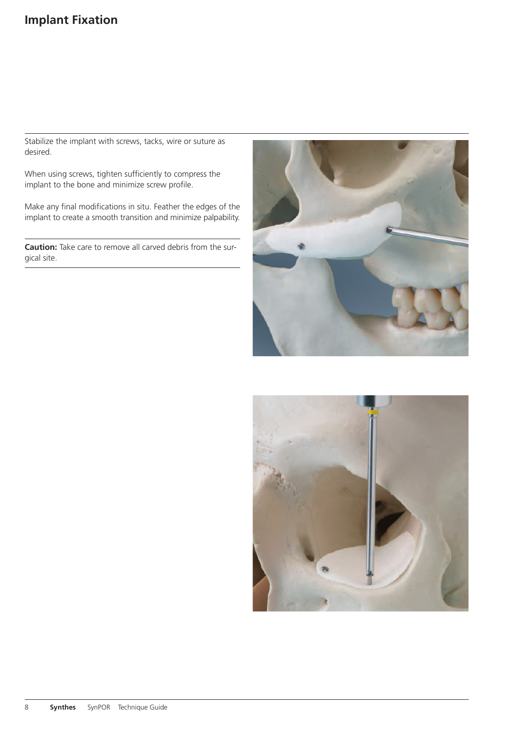# Implant Fixation

Stabilize the implant with screws, tacks, wire or suture as desired.

When using screws, tighten sufficiently to compress the implant to the bone and minimize screw profile.

Make any final modifications in situ. Feather the edges of the implant to create a smooth transition and minimize palpability.

**Caution:** Take care to remove all carved debris from the surgical site.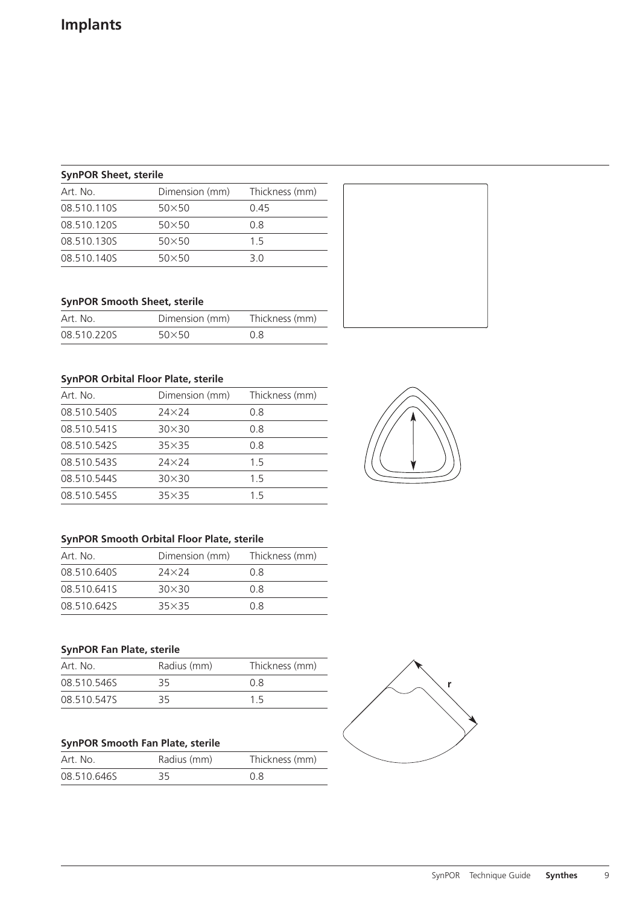# Implants

### SynPOR Sheet, sterile

| Art. No. | Dimension (mm) | Thickness (mm) |
|---|---|---|
| 08.510.110S | 50×50 | 0.45 |
| 08.510.120S | 50×50 | 0.8 |
| 08.510.130S | 50×50 | 1.5 |
| 08.510.140S | 50×50 | 3.0 |

### SynPOR Smooth Sheet, sterile

| Art. No. | Dimension (mm) | Thickness (mm) |
|---|---|---|
| 08.510.220S | 50×50 | 0.8 |

### SynPOR Orbital Floor Plate, sterile

| Art. No. | Dimension (mm) | Thickness (mm) |
|---|---|---|
| 08.510.540S | 24×24 | 0.8 |
| 08.510.541S | 30×30 | 0.8 |
| 08.510.542S | 35×35 | 0.8 |
| 08.510.543S | 24×24 | 1.5 |
| 08.510.544S | 30×30 | 1.5 |
| 08.510.545S | 35×35 | 1.5 |

### SynPOR Smooth Orbital Floor Plate, sterile

| Art. No. | Dimension (mm) | Thickness (mm) |
|---|---|---|
| 08.510.640S | 24×24 | 0.8 |
| 08.510.641S | 30×30 | 0.8 |
| 08.510.642S | 35×35 | 0.8 |

### SynPOR Fan Plate, sterile

| Art. No. | Radius (mm) | Thickness (mm) |
|---|---|---|
| 08.510.546S | 35 | 0.8 |
| 08.510.547S | 35 | 1.5 |

r

### SynPOR Smooth Fan Plate, sterile

| Art. No. | Radius (mm) | Thickness (mm) |
|---|---|---|
| 08.510.646S | 35 | 0.8 |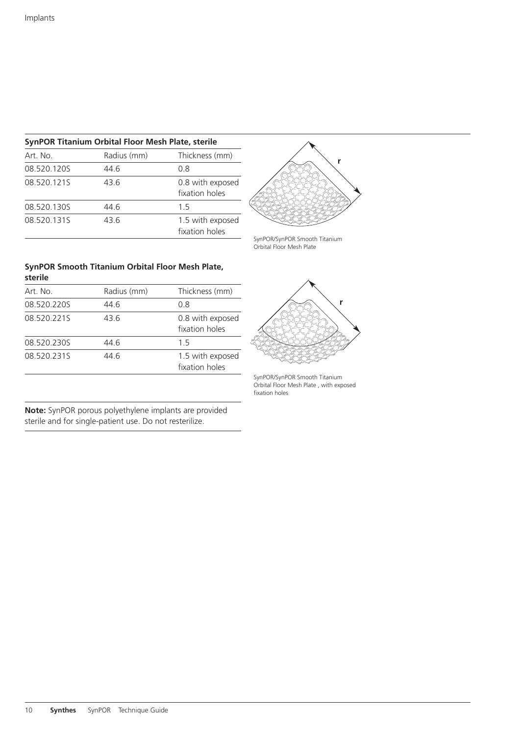### SynPOR Titanium Orbital Floor Mesh Plate, sterile

| Art. No. | Radius (mm) | Thickness (mm) |
| --- | --- | --- |
| 08.520.120S | 44.6 | 0.8 |
| 08.520.121S | 43.6 | 0.8 with exposed fixation holes |
| 08.520.130S | 44.6 | 1.5 |
| 08.520.131S | 43.6 | 1.5 with exposed fixation holes |

SynPOR/SynPOR Smooth Titanium Orbital Floor Mesh Plate

### SynPOR Smooth Titanium Orbital Floor Mesh Plate, sterile

| Art. No. | Radius (mm) | Thickness (mm) |
| --- | --- | --- |
| 08.520.220S | 44.6 | 0.8 |
| 08.520.221S | 43.6 | 0.8 with exposed fixation holes |
| 08.520.230S | 44.6 | 1.5 |
| 08.520.231S | 44.6 | 1.5 with exposed fixation holes |

SynPOR/SynPOR Smooth Titanium Orbital Floor Mesh Plate , with exposed fixation holes

**Note:** SynPOR porous polyethylene implants are provided sterile and for single-patient use. Do not resterilize.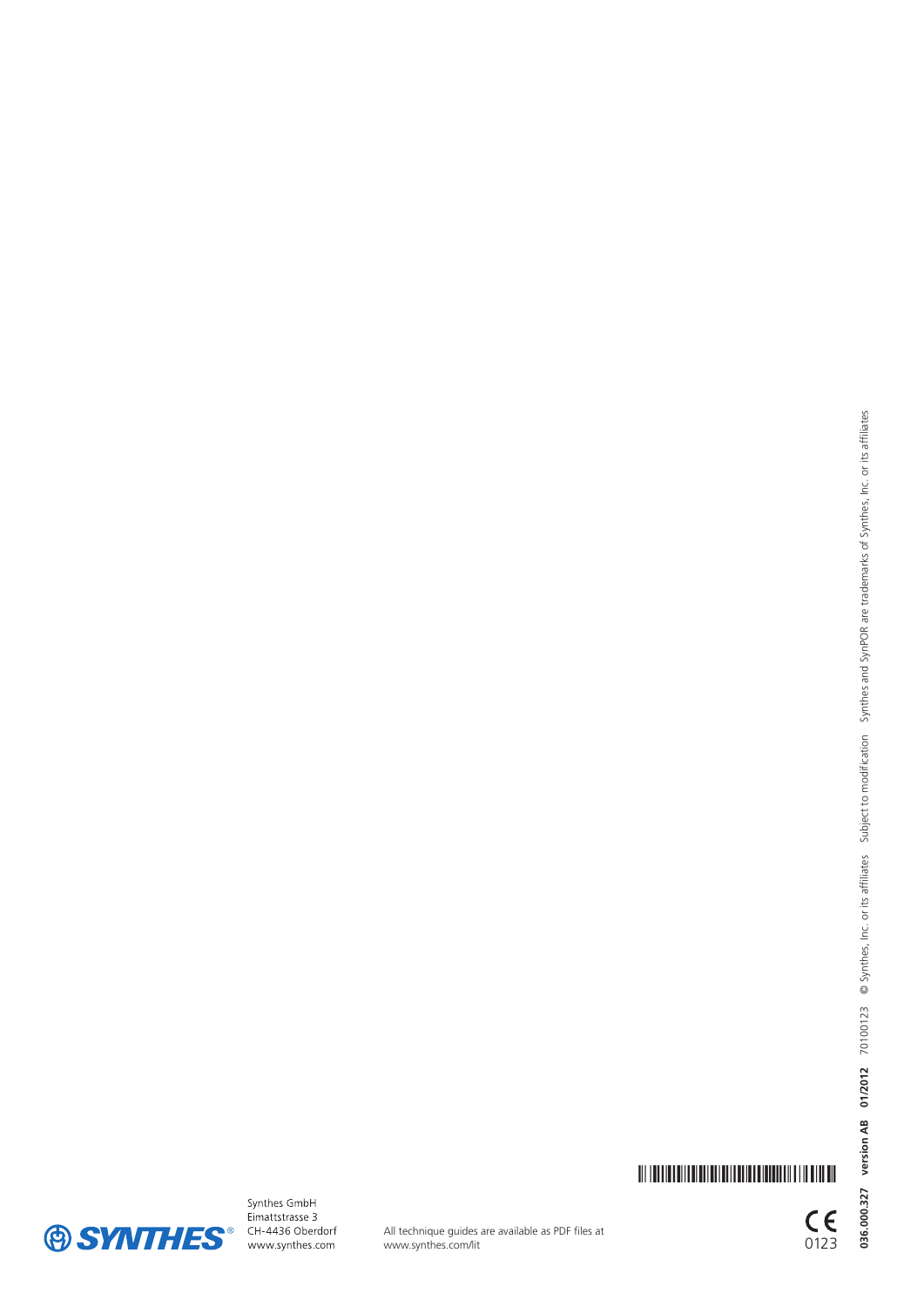Synthes GmbH
Eimattstrasse 3
CH-4436 Oberdorf
www.synthes.com

All technique guides are available as PDF files at
www.synthes.com/lit

0123

**036.000.327 version AB 01/2012** 70100123 © Synthes, Inc. or its affiliates Subject to modification Synthes and SynPOR are trademarks of Synthes, Inc. or its affiliates